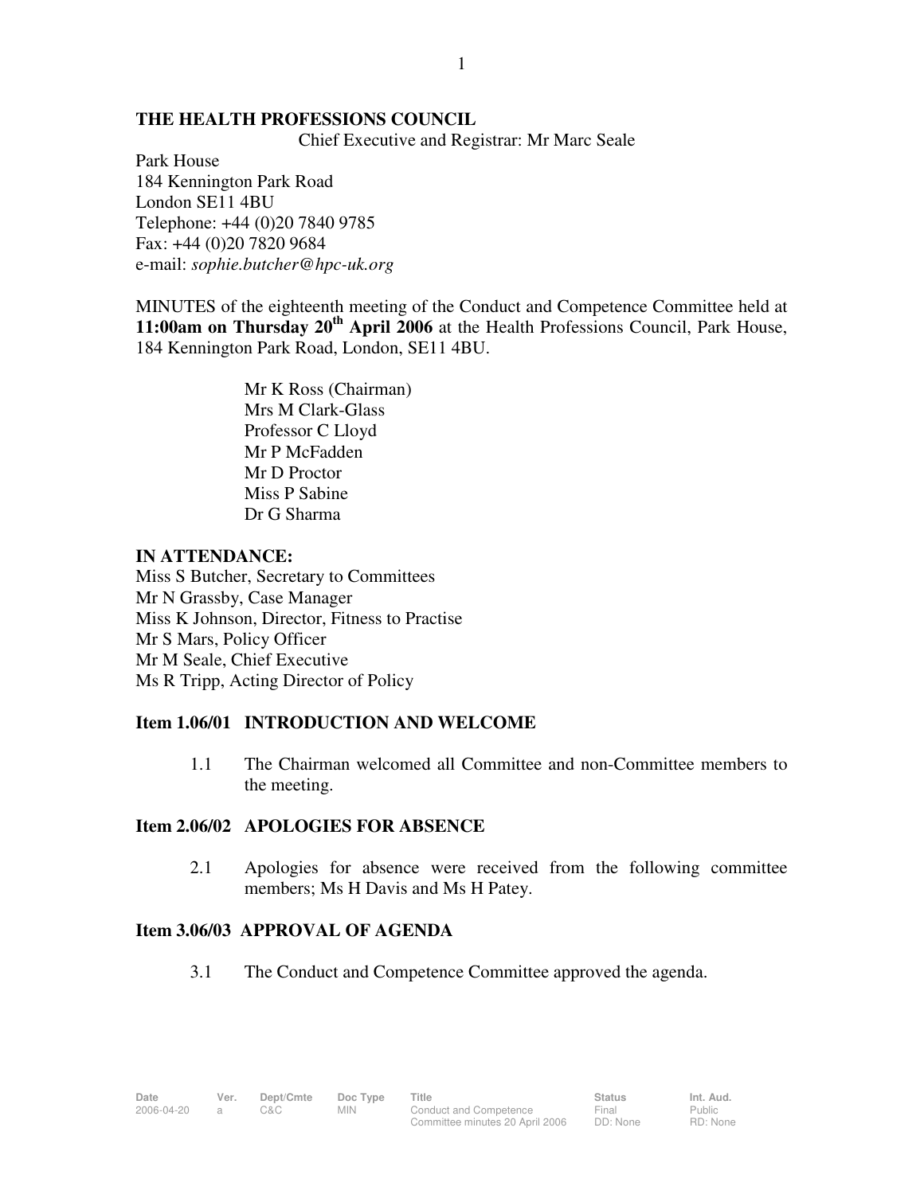# THE HEALTH PROFESSIONS COUNCIL

Chief Executive and Registrar: Mr Marc Seale

Park House
184 Kennington Park Road
London SE11 4BU
Telephone: +44 (0)20 7840 9785
Fax: +44 (0)20 7820 9684
e-mail: *sophie.butcher@hpc-uk.org*

MINUTES of the eighteenth meeting of the Conduct and Competence Committee held at **11:00am on Thursday 20th April 2006** at the Health Professions Council, Park House, 184 Kennington Park Road, London, SE11 4BU.

Mr K Ross (Chairman)
Mrs M Clark-Glass
Professor C Lloyd
Mr P McFadden
Mr D Proctor
Miss P Sabine
Dr G Sharma

**IN ATTENDANCE:**

Miss S Butcher, Secretary to Committees
Mr N Grassby, Case Manager
Miss K Johnson, Director, Fitness to Practise
Mr S Mars, Policy Officer
Mr M Seale, Chief Executive
Ms R Tripp, Acting Director of Policy

## Item 1.06/01 INTRODUCTION AND WELCOME

1.1 The Chairman welcomed all Committee and non-Committee members to the meeting.

## Item 2.06/02 APOLOGIES FOR ABSENCE

2.1 Apologies for absence were received from the following committee members; Ms H Davis and Ms H Patey.

## Item 3.06/03 APPROVAL OF AGENDA

3.1 The Conduct and Competence Committee approved the agenda.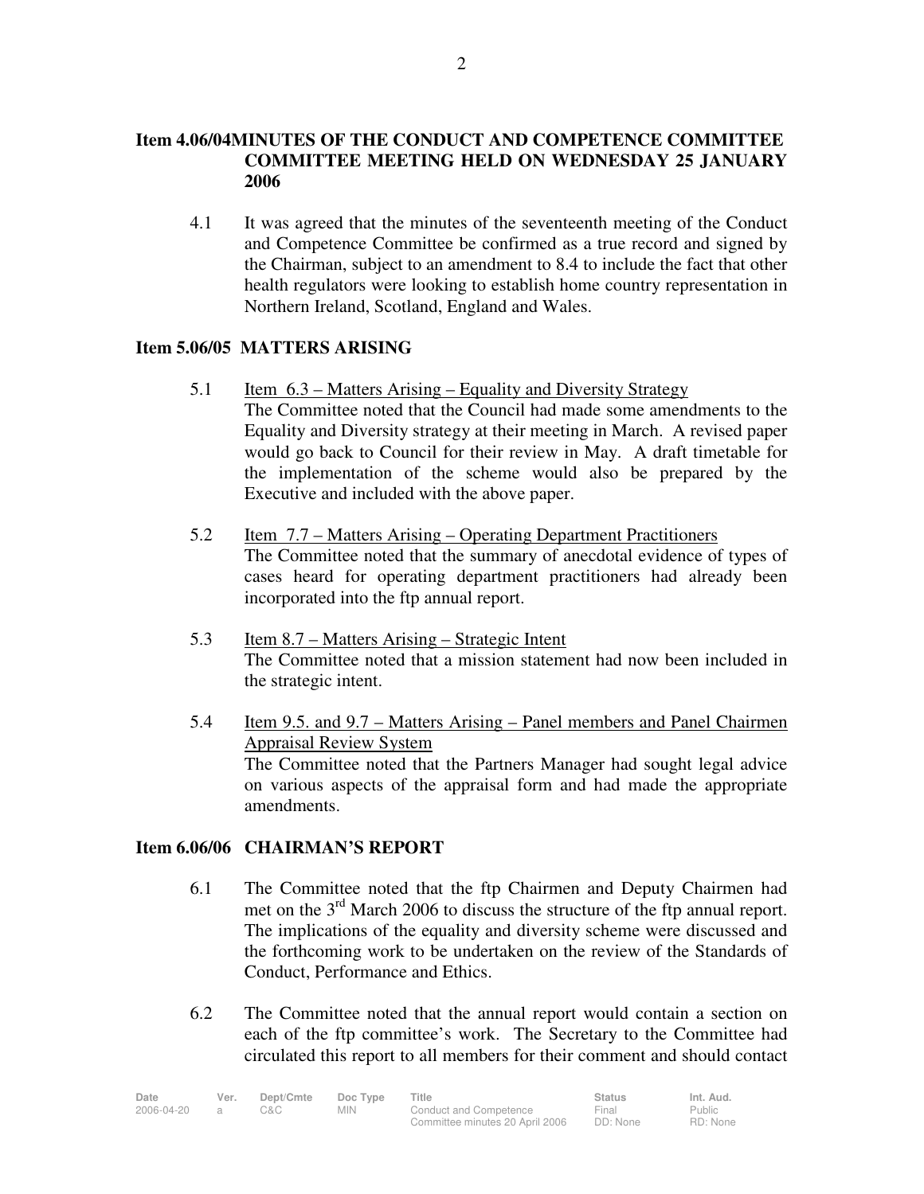## Item 4.06/04 MINUTES OF THE CONDUCT AND COMPETENCE COMMITTEE COMMITTEE MEETING HELD ON WEDNESDAY 25 JANUARY 2006

4.1 It was agreed that the minutes of the seventeenth meeting of the Conduct and Competence Committee be confirmed as a true record and signed by the Chairman, subject to an amendment to 8.4 to include the fact that other health regulators were looking to establish home country representation in Northern Ireland, Scotland, England and Wales.

## Item 5.06/05 MATTERS ARISING

5.1 Item 6.3 – Matters Arising – Equality and Diversity Strategy
The Committee noted that the Council had made some amendments to the Equality and Diversity strategy at their meeting in March. A revised paper would go back to Council for their review in May. A draft timetable for the implementation of the scheme would also be prepared by the Executive and included with the above paper.

5.2 Item 7.7 – Matters Arising – Operating Department Practitioners
The Committee noted that the summary of anecdotal evidence of types of cases heard for operating department practitioners had already been incorporated into the ftp annual report.

5.3 Item 8.7 – Matters Arising – Strategic Intent
The Committee noted that a mission statement had now been included in the strategic intent.

5.4 Item 9.5. and 9.7 – Matters Arising – Panel members and Panel Chairmen Appraisal Review System
The Committee noted that the Partners Manager had sought legal advice on various aspects of the appraisal form and had made the appropriate amendments.

## Item 6.06/06 CHAIRMAN'S REPORT

6.1 The Committee noted that the ftp Chairmen and Deputy Chairmen had met on the 3rd March 2006 to discuss the structure of the ftp annual report. The implications of the equality and diversity scheme were discussed and the forthcoming work to be undertaken on the review of the Standards of Conduct, Performance and Ethics.

6.2 The Committee noted that the annual report would contain a section on each of the ftp committee's work. The Secretary to the Committee had circulated this report to all members for their comment and should contact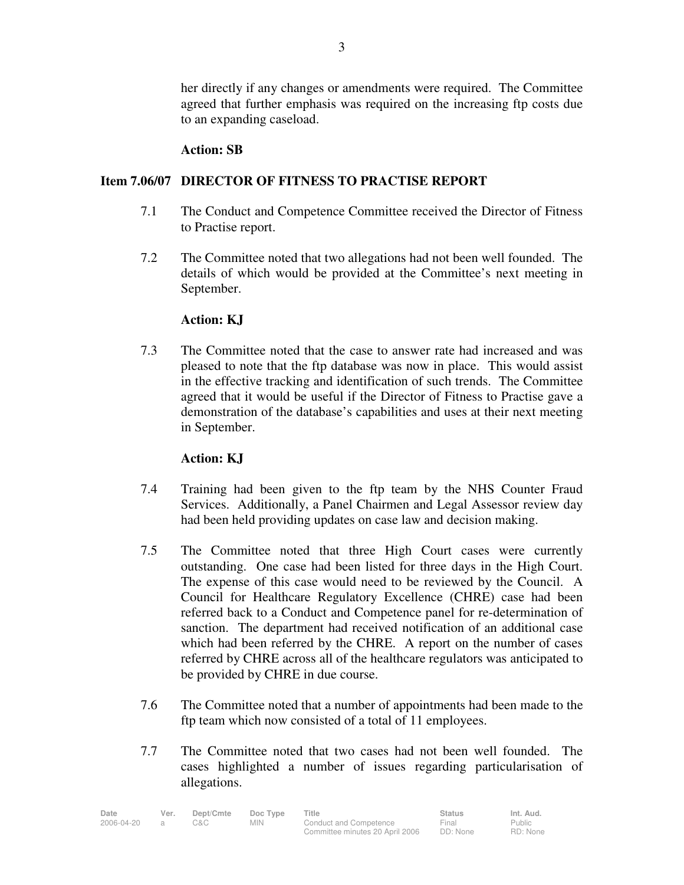her directly if any changes or amendments were required. The Committee agreed that further emphasis was required on the increasing ftp costs due to an expanding caseload.

**Action: SB**

## Item 7.06/07 DIRECTOR OF FITNESS TO PRACTISE REPORT

7.1 The Conduct and Competence Committee received the Director of Fitness to Practise report.

7.2 The Committee noted that two allegations had not been well founded. The details of which would be provided at the Committee's next meeting in September.

**Action: KJ**

7.3 The Committee noted that the case to answer rate had increased and was pleased to note that the ftp database was now in place. This would assist in the effective tracking and identification of such trends. The Committee agreed that it would be useful if the Director of Fitness to Practise gave a demonstration of the database's capabilities and uses at their next meeting in September.

**Action: KJ**

7.4 Training had been given to the ftp team by the NHS Counter Fraud Services. Additionally, a Panel Chairmen and Legal Assessor review day had been held providing updates on case law and decision making.

7.5 The Committee noted that three High Court cases were currently outstanding. One case had been listed for three days in the High Court. The expense of this case would need to be reviewed by the Council. A Council for Healthcare Regulatory Excellence (CHRE) case had been referred back to a Conduct and Competence panel for re-determination of sanction. The department had received notification of an additional case which had been referred by the CHRE. A report on the number of cases referred by CHRE across all of the healthcare regulators was anticipated to be provided by CHRE in due course.

7.6 The Committee noted that a number of appointments had been made to the ftp team which now consisted of a total of 11 employees.

7.7 The Committee noted that two cases had not been well founded. The cases highlighted a number of issues regarding particularisation of allegations.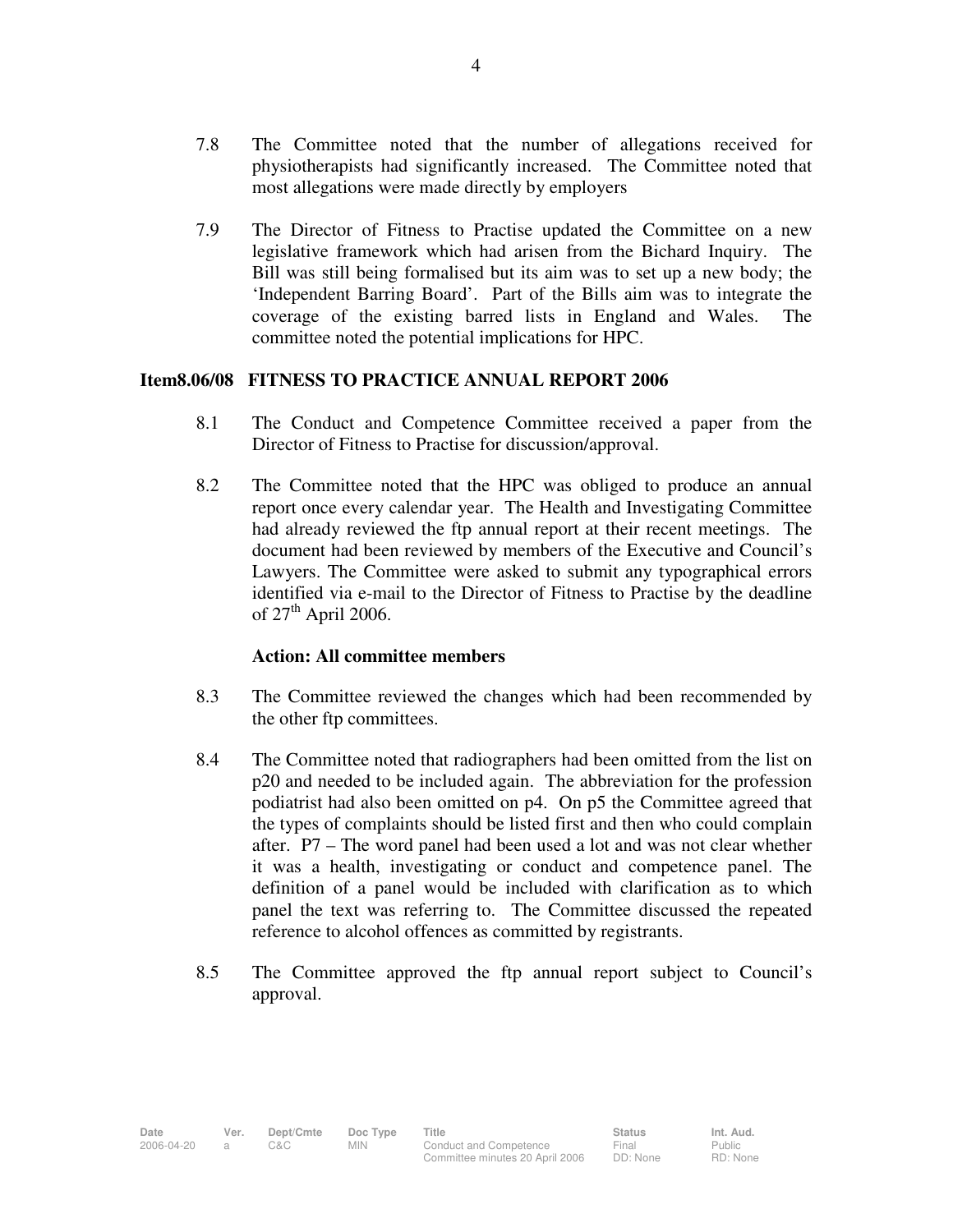7.8 The Committee noted that the number of allegations received for physiotherapists had significantly increased. The Committee noted that most allegations were made directly by employers

7.9 The Director of Fitness to Practise updated the Committee on a new legislative framework which had arisen from the Bichard Inquiry. The Bill was still being formalised but its aim was to set up a new body; the 'Independent Barring Board'. Part of the Bills aim was to integrate the coverage of the existing barred lists in England and Wales. The committee noted the potential implications for HPC.

**Item8.06/08 FITNESS TO PRACTICE ANNUAL REPORT 2006**

8.1 The Conduct and Competence Committee received a paper from the Director of Fitness to Practise for discussion/approval.

8.2 The Committee noted that the HPC was obliged to produce an annual report once every calendar year. The Health and Investigating Committee had already reviewed the ftp annual report at their recent meetings. The document had been reviewed by members of the Executive and Council's Lawyers. The Committee were asked to submit any typographical errors identified via e-mail to the Director of Fitness to Practise by the deadline of 27th April 2006.

**Action: All committee members**

8.3 The Committee reviewed the changes which had been recommended by the other ftp committees.

8.4 The Committee noted that radiographers had been omitted from the list on p20 and needed to be included again. The abbreviation for the profession podiatrist had also been omitted on p4. On p5 the Committee agreed that the types of complaints should be listed first and then who could complain after. P7 – The word panel had been used a lot and was not clear whether it was a health, investigating or conduct and competence panel. The definition of a panel would be included with clarification as to which panel the text was referring to. The Committee discussed the repeated reference to alcohol offences as committed by registrants.

8.5 The Committee approved the ftp annual report subject to Council's approval.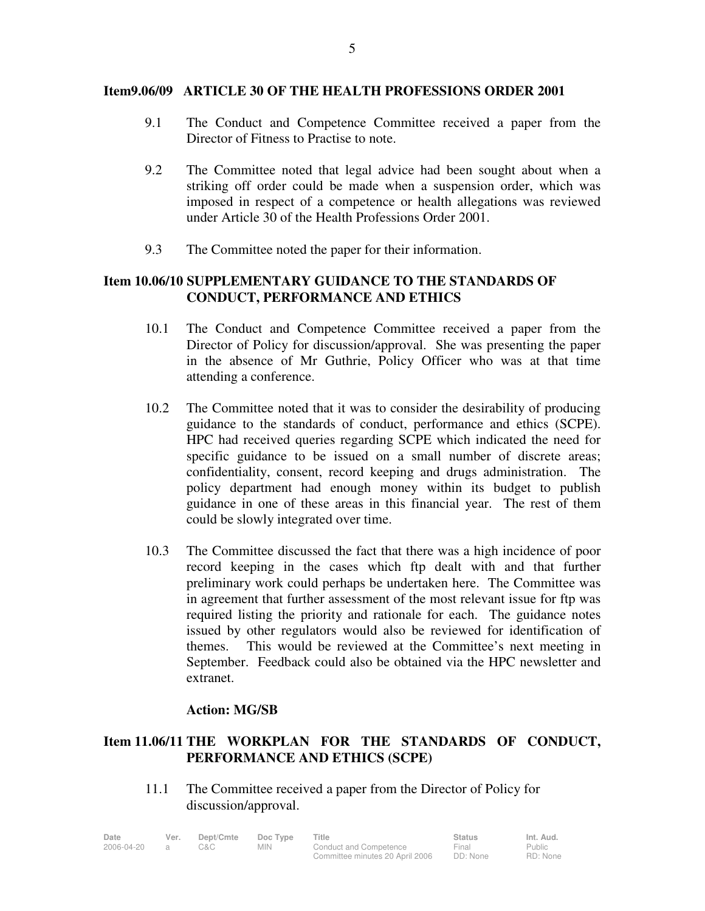**Item9.06/09 ARTICLE 30 OF THE HEALTH PROFESSIONS ORDER 2001**

9.1 The Conduct and Competence Committee received a paper from the Director of Fitness to Practise to note.

9.2 The Committee noted that legal advice had been sought about when a striking off order could be made when a suspension order, which was imposed in respect of a competence or health allegations was reviewed under Article 30 of the Health Professions Order 2001.

9.3 The Committee noted the paper for their information.

**Item 10.06/10 SUPPLEMENTARY GUIDANCE TO THE STANDARDS OF CONDUCT, PERFORMANCE AND ETHICS**

10.1 The Conduct and Competence Committee received a paper from the Director of Policy for discussion/approval. She was presenting the paper in the absence of Mr Guthrie, Policy Officer who was at that time attending a conference.

10.2 The Committee noted that it was to consider the desirability of producing guidance to the standards of conduct, performance and ethics (SCPE). HPC had received queries regarding SCPE which indicated the need for specific guidance to be issued on a small number of discrete areas; confidentiality, consent, record keeping and drugs administration. The policy department had enough money within its budget to publish guidance in one of these areas in this financial year. The rest of them could be slowly integrated over time.

10.3 The Committee discussed the fact that there was a high incidence of poor record keeping in the cases which ftp dealt with and that further preliminary work could perhaps be undertaken here. The Committee was in agreement that further assessment of the most relevant issue for ftp was required listing the priority and rationale for each. The guidance notes issued by other regulators would also be reviewed for identification of themes. This would be reviewed at the Committee's next meeting in September. Feedback could also be obtained via the HPC newsletter and extranet.

**Action: MG/SB**

**Item 11.06/11 THE WORKPLAN FOR THE STANDARDS OF CONDUCT, PERFORMANCE AND ETHICS (SCPE)**

11.1 The Committee received a paper from the Director of Policy for discussion/approval.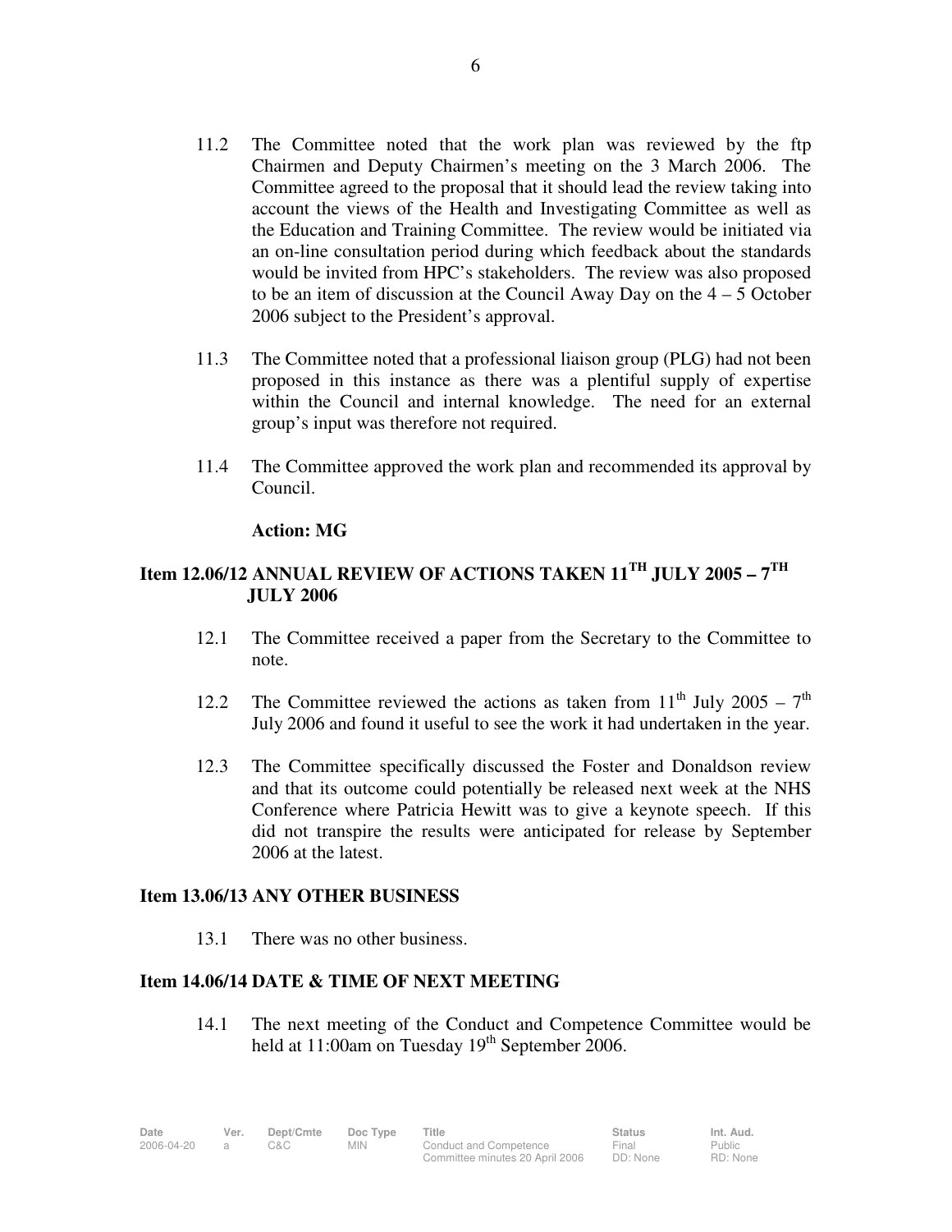11.2 The Committee noted that the work plan was reviewed by the ftp Chairmen and Deputy Chairmen's meeting on the 3 March 2006. The Committee agreed to the proposal that it should lead the review taking into account the views of the Health and Investigating Committee as well as the Education and Training Committee. The review would be initiated via an on-line consultation period during which feedback about the standards would be invited from HPC's stakeholders. The review was also proposed to be an item of discussion at the Council Away Day on the 4 – 5 October 2006 subject to the President's approval.

11.3 The Committee noted that a professional liaison group (PLG) had not been proposed in this instance as there was a plentiful supply of expertise within the Council and internal knowledge. The need for an external group's input was therefore not required.

11.4 The Committee approved the work plan and recommended its approval by Council.

**Action: MG**

## Item 12.06/12 ANNUAL REVIEW OF ACTIONS TAKEN 11TH JULY 2005 – 7TH JULY 2006

12.1 The Committee received a paper from the Secretary to the Committee to note.

12.2 The Committee reviewed the actions as taken from 11th July 2005 – 7th July 2006 and found it useful to see the work it had undertaken in the year.

12.3 The Committee specifically discussed the Foster and Donaldson review and that its outcome could potentially be released next week at the NHS Conference where Patricia Hewitt was to give a keynote speech. If this did not transpire the results were anticipated for release by September 2006 at the latest.

## Item 13.06/13 ANY OTHER BUSINESS

13.1 There was no other business.

## Item 14.06/14 DATE & TIME OF NEXT MEETING

14.1 The next meeting of the Conduct and Competence Committee would be held at 11:00am on Tuesday 19th September 2006.